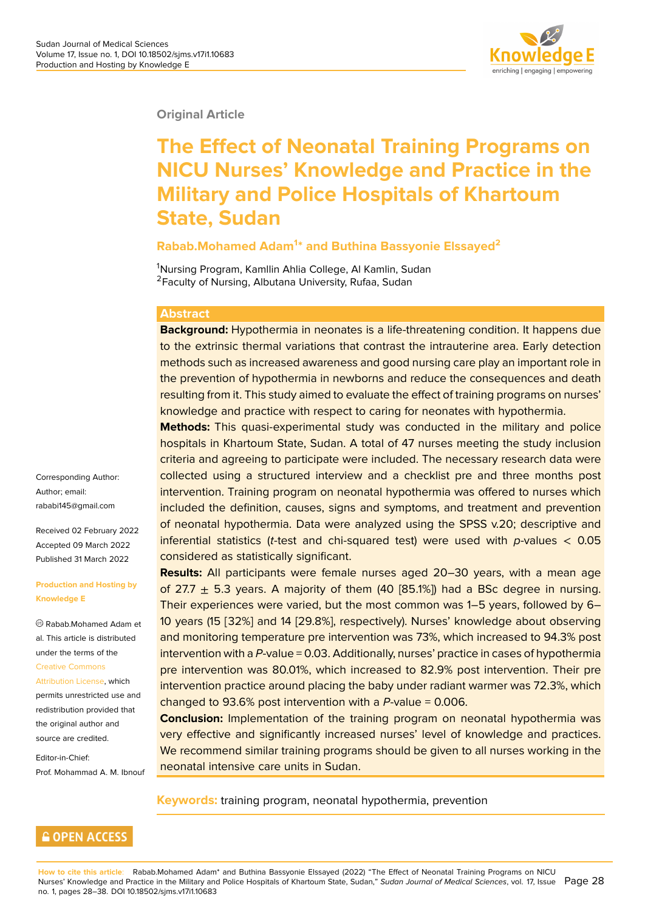Original Article

# The Effect of Neonatal Training Programs on NICU Nurses' Knowledge and Practice in the Military and Police Hospitals of Khartoum State, Sudan

**Rabab.Mohamed Adam[1]* and Buthina Bassyonie Elssayed[2]**

[1]Nursing Program, Kamllin Ahlia College, Al Kamlin, Sudan
[2]Faculty of Nursing, Albutana University, Rufaa, Sudan

Corresponding Author: Author; email: rababi145@gmail.com

Received 02 February 2022
Accepted 09 March 2022
Published 31 March 2022

**Production and Hosting by Knowledge E**

© Rabab.Mohamed Adam et al. This article is distributed under the terms of the Creative Commons Attribution License, which permits unrestricted use and redistribution provided that the original author and source are credited.

Editor-in-Chief:
Prof. Mohammad A. M. Ibnouf

## Abstract

**Background:** Hypothermia in neonates is a life-threatening condition. It happens due to the extrinsic thermal variations that contrast the intrauterine area. Early detection methods such as increased awareness and good nursing care play an important role in the prevention of hypothermia in newborns and reduce the consequences and death resulting from it. This study aimed to evaluate the effect of training programs on nurses' knowledge and practice with respect to caring for neonates with hypothermia.

**Methods:** This quasi-experimental study was conducted in the military and police hospitals in Khartoum State, Sudan. A total of 47 nurses meeting the study inclusion criteria and agreeing to participate were included. The necessary research data were collected using a structured interview and a checklist pre and three months post intervention. Training program on neonatal hypothermia was offered to nurses which included the definition, causes, signs and symptoms, and treatment and prevention of neonatal hypothermia. Data were analyzed using the SPSS v.20; descriptive and inferential statistics (*t*-test and chi-squared test) were used with $p$-values $< 0.05$ considered as statistically significant.

**Results:** All participants were female nurses aged 20–30 years, with a mean age of 27.7 $\pm$ 5.3 years. A majority of them (40 [85.1%]) had a BSc degree in nursing. Their experiences were varied, but the most common was 1–5 years, followed by 6–10 years (15 [32%] and 14 [29.8%], respectively). Nurses' knowledge about observing and monitoring temperature pre intervention was 73%, which increased to 94.3% post intervention with a $P$-value = 0.03. Additionally, nurses' practice in cases of hypothermia pre intervention was 80.01%, which increased to 82.9% post intervention. Their pre intervention practice around placing the baby under radiant warmer was 72.3%, which changed to 93.6% post intervention with a $P$-value = 0.006.

**Conclusion:** Implementation of the training program on neonatal hypothermia was very effective and significantly increased nurses' level of knowledge and practices. We recommend similar training programs should be given to all nurses working in the neonatal intensive care units in Sudan.

**Keywords:** training program, neonatal hypothermia, prevention

**How to cite this article**: Rabab.Mohamed Adam* and Buthina Bassyonie Elssayed (2022) "The Effect of Neonatal Training Programs on NICU Nurses' Knowledge and Practice in the Military and Police Hospitals of Khartoum State, Sudan," *Sudan Journal of Medical Sciences*, vol. 17, Issue no. 1, pages 28–38. DOI 10.18502/sjms.v17i1.10683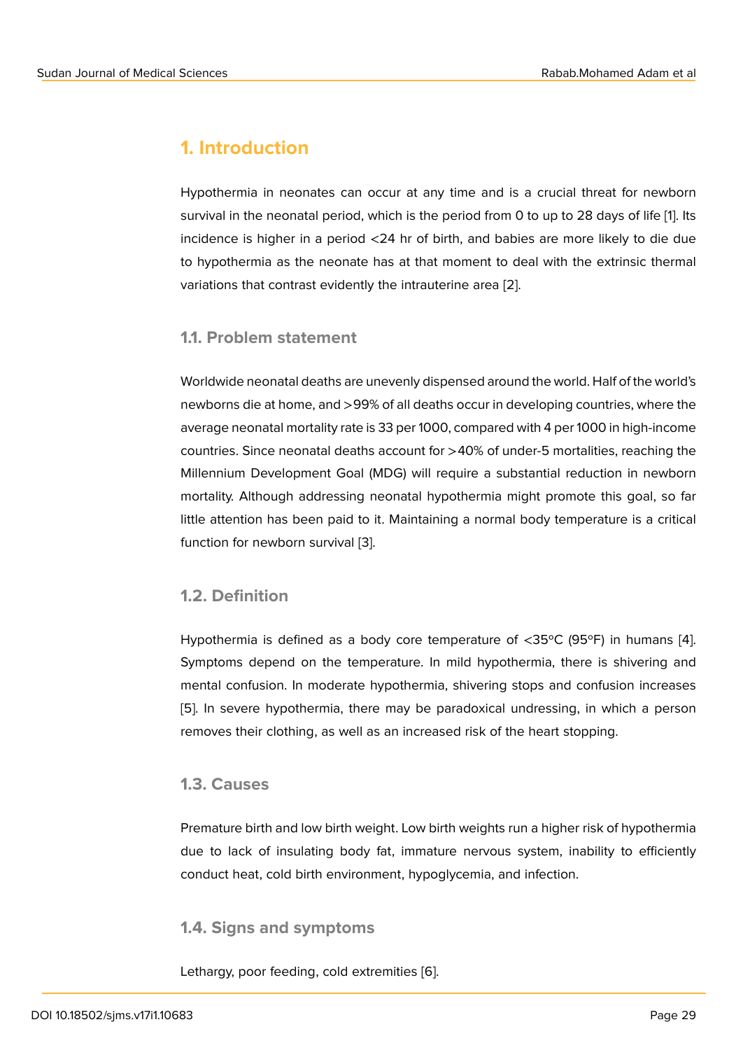# 1. Introduction

Hypothermia in neonates can occur at any time and is a crucial threat for newborn survival in the neonatal period, which is the period from 0 to up to 28 days of life [1]. Its incidence is higher in a period <24 hr of birth, and babies are more likely to die due to hypothermia as the neonate has at that moment to deal with the extrinsic thermal variations that contrast evidently the intrauterine area [2].

## 1.1. Problem statement

Worldwide neonatal deaths are unevenly dispensed around the world. Half of the world's newborns die at home, and >99% of all deaths occur in developing countries, where the average neonatal mortality rate is 33 per 1000, compared with 4 per 1000 in high-income countries. Since neonatal deaths account for >40% of under-5 mortalities, reaching the Millennium Development Goal (MDG) will require a substantial reduction in newborn mortality. Although addressing neonatal hypothermia might promote this goal, so far little attention has been paid to it. Maintaining a normal body temperature is a critical function for newborn survival [3].

## 1.2. Definition

Hypothermia is defined as a body core temperature of <35°C (95°F) in humans [4]. Symptoms depend on the temperature. In mild hypothermia, there is shivering and mental confusion. In moderate hypothermia, shivering stops and confusion increases [5]. In severe hypothermia, there may be paradoxical undressing, in which a person removes their clothing, as well as an increased risk of the heart stopping.

## 1.3. Causes

Premature birth and low birth weight. Low birth weights run a higher risk of hypothermia due to lack of insulating body fat, immature nervous system, inability to efficiently conduct heat, cold birth environment, hypoglycemia, and infection.

## 1.4. Signs and symptoms

Lethargy, poor feeding, cold extremities [6].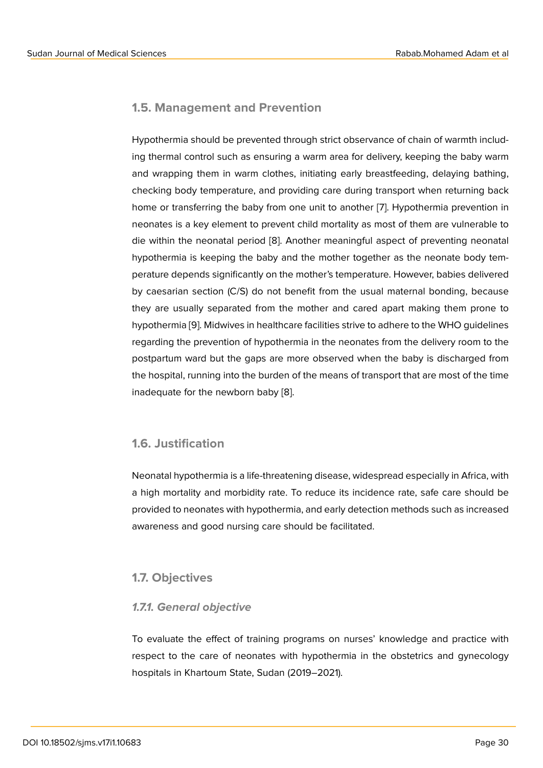## 1.5. Management and Prevention

Hypothermia should be prevented through strict observance of chain of warmth including thermal control such as ensuring a warm area for delivery, keeping the baby warm and wrapping them in warm clothes, initiating early breastfeeding, delaying bathing, checking body temperature, and providing care during transport when returning back home or transferring the baby from one unit to another [7]. Hypothermia prevention in neonates is a key element to prevent child mortality as most of them are vulnerable to die within the neonatal period [8]. Another meaningful aspect of preventing neonatal hypothermia is keeping the baby and the mother together as the neonate body temperature depends significantly on the mother's temperature. However, babies delivered by caesarian section (C/S) do not benefit from the usual maternal bonding, because they are usually separated from the mother and cared apart making them prone to hypothermia [9]. Midwives in healthcare facilities strive to adhere to the WHO guidelines regarding the prevention of hypothermia in the neonates from the delivery room to the postpartum ward but the gaps are more observed when the baby is discharged from the hospital, running into the burden of the means of transport that are most of the time inadequate for the newborn baby [8].

## 1.6. Justification

Neonatal hypothermia is a life-threatening disease, widespread especially in Africa, with a high mortality and morbidity rate. To reduce its incidence rate, safe care should be provided to neonates with hypothermia, and early detection methods such as increased awareness and good nursing care should be facilitated.

## 1.7. Objectives

### *1.7.1. General objective*

To evaluate the effect of training programs on nurses' knowledge and practice with respect to the care of neonates with hypothermia in the obstetrics and gynecology hospitals in Khartoum State, Sudan (2019–2021).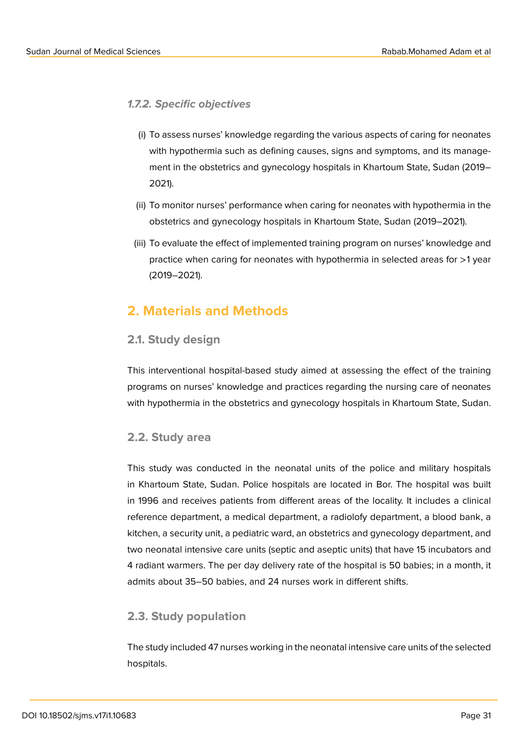#### 1.7.2. Specific objectives

(i) To assess nurses' knowledge regarding the various aspects of caring for neonates with hypothermia such as defining causes, signs and symptoms, and its management in the obstetrics and gynecology hospitals in Khartoum State, Sudan (2019–2021).

(ii) To monitor nurses' performance when caring for neonates with hypothermia in the obstetrics and gynecology hospitals in Khartoum State, Sudan (2019–2021).

(iii) To evaluate the effect of implemented training program on nurses' knowledge and practice when caring for neonates with hypothermia in selected areas for >1 year (2019–2021).

## 2. Materials and Methods

### 2.1. Study design

This interventional hospital-based study aimed at assessing the effect of the training programs on nurses' knowledge and practices regarding the nursing care of neonates with hypothermia in the obstetrics and gynecology hospitals in Khartoum State, Sudan.

### 2.2. Study area

This study was conducted in the neonatal units of the police and military hospitals in Khartoum State, Sudan. Police hospitals are located in Bor. The hospital was built in 1996 and receives patients from different areas of the locality. It includes a clinical reference department, a medical department, a radiolofy department, a blood bank, a kitchen, a security unit, a pediatric ward, an obstetrics and gynecology department, and two neonatal intensive care units (septic and aseptic units) that have 15 incubators and 4 radiant warmers. The per day delivery rate of the hospital is 50 babies; in a month, it admits about 35–50 babies, and 24 nurses work in different shifts.

### 2.3. Study population

The study included 47 nurses working in the neonatal intensive care units of the selected hospitals.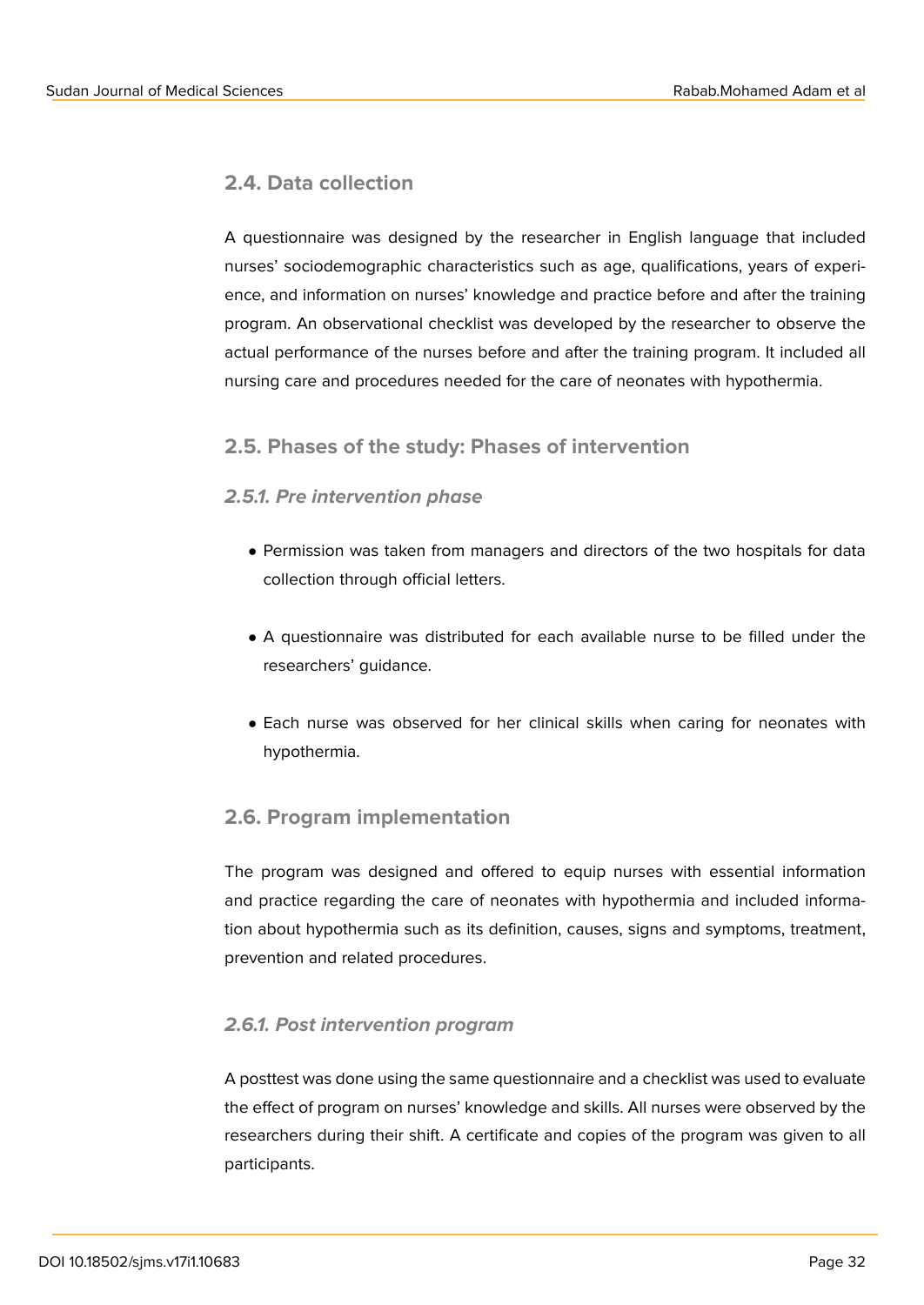## 2.4. Data collection

A questionnaire was designed by the researcher in English language that included nurses' sociodemographic characteristics such as age, qualifications, years of experience, and information on nurses' knowledge and practice before and after the training program. An observational checklist was developed by the researcher to observe the actual performance of the nurses before and after the training program. It included all nursing care and procedures needed for the care of neonates with hypothermia.

## 2.5. Phases of the study: Phases of intervention

### *2.5.1. Pre intervention phase*

- Permission was taken from managers and directors of the two hospitals for data collection through official letters.
- A questionnaire was distributed for each available nurse to be filled under the researchers' guidance.
- Each nurse was observed for her clinical skills when caring for neonates with hypothermia.

## 2.6. Program implementation

The program was designed and offered to equip nurses with essential information and practice regarding the care of neonates with hypothermia and included information about hypothermia such as its definition, causes, signs and symptoms, treatment, prevention and related procedures.

### *2.6.1. Post intervention program*

A posttest was done using the same questionnaire and a checklist was used to evaluate the effect of program on nurses' knowledge and skills. All nurses were observed by the researchers during their shift. A certificate and copies of the program was given to all participants.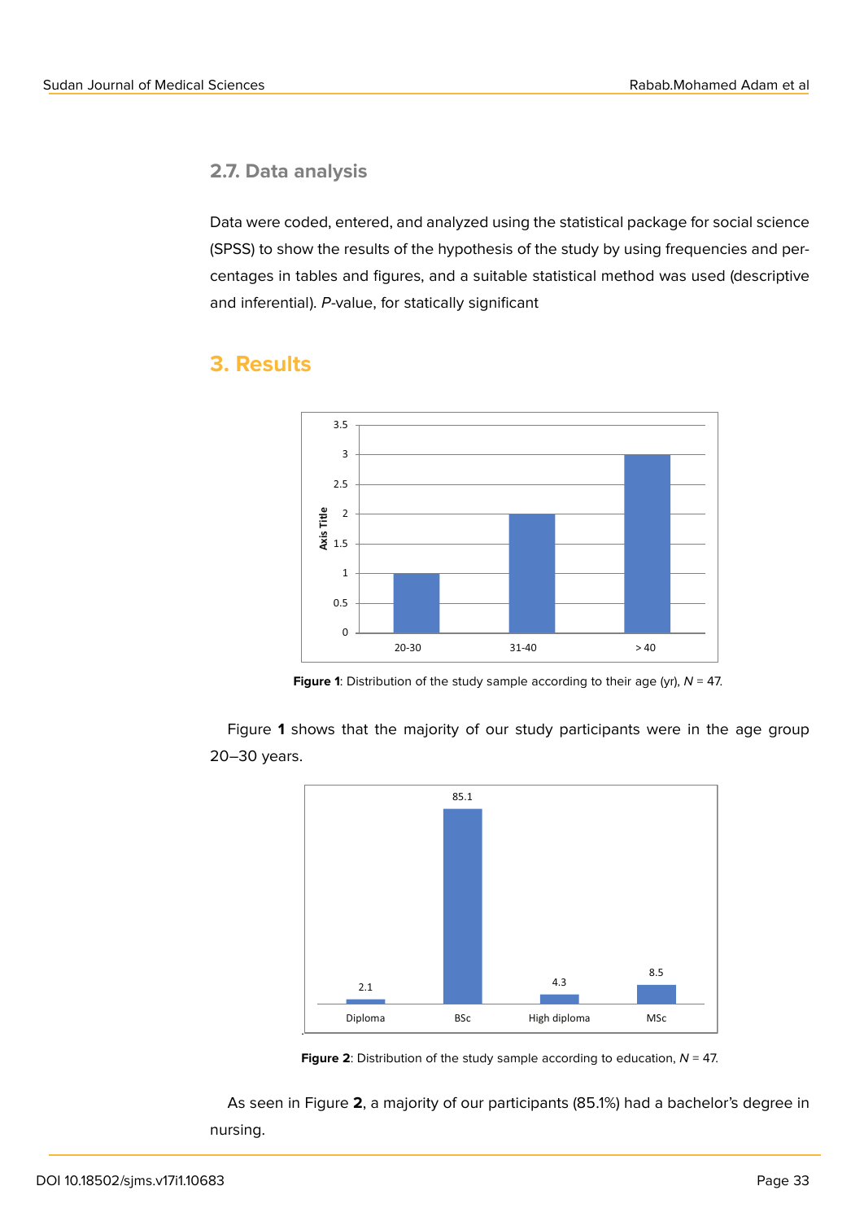### 2.7. Data analysis

Data were coded, entered, and analyzed using the statistical package for social science (SPSS) to show the results of the hypothesis of the study by using frequencies and percentages in tables and figures, and a suitable statistical method was used (descriptive and inferential). *P*-value, for statically significant

## 3. Results

**Figure 1**: Distribution of the study sample according to their age (yr), *N* = 47.

Figure **1** shows that the majority of our study participants were in the age group 20–30 years.

**Figure 2**: Distribution of the study sample according to education, *N* = 47.

As seen in Figure **2**, a majority of our participants (85.1%) had a bachelor's degree in nursing.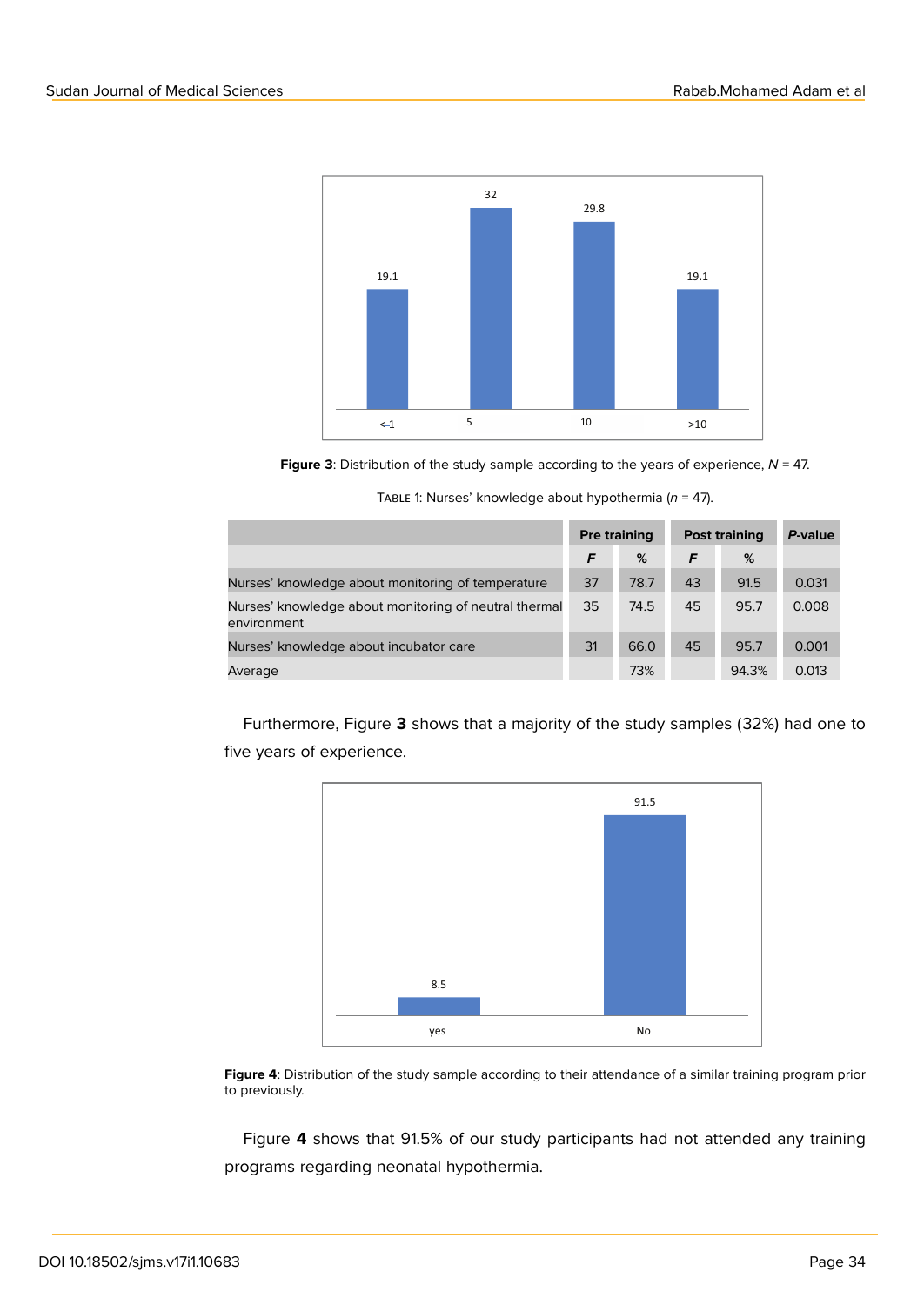**Figure 3**: Distribution of the study sample according to the years of experience, $N$ = 47.

Table 1: Nurses' knowledge about hypothermia ($n$ = 47).

| | Pre training | | Post training | | *P*-value |
|---|---|---|---|---|---|
| | ***F*** | **%** | ***F*** | **%** | |
| Nurses' knowledge about monitoring of temperature | 37 | 78.7 | 43 | 91.5 | 0.031 |
| Nurses' knowledge about monitoring of neutral thermal environment | 35 | 74.5 | 45 | 95.7 | 0.008 |
| Nurses' knowledge about incubator care | 31 | 66.0 | 45 | 95.7 | 0.001 |
| Average | | 73% | | 94.3% | 0.013 |

Furthermore, Figure **3** shows that a majority of the study samples (32%) had one to five years of experience.

**Figure 4**: Distribution of the study sample according to their attendance of a similar training program prior to previously.

Figure **4** shows that 91.5% of our study participants had not attended any training programs regarding neonatal hypothermia.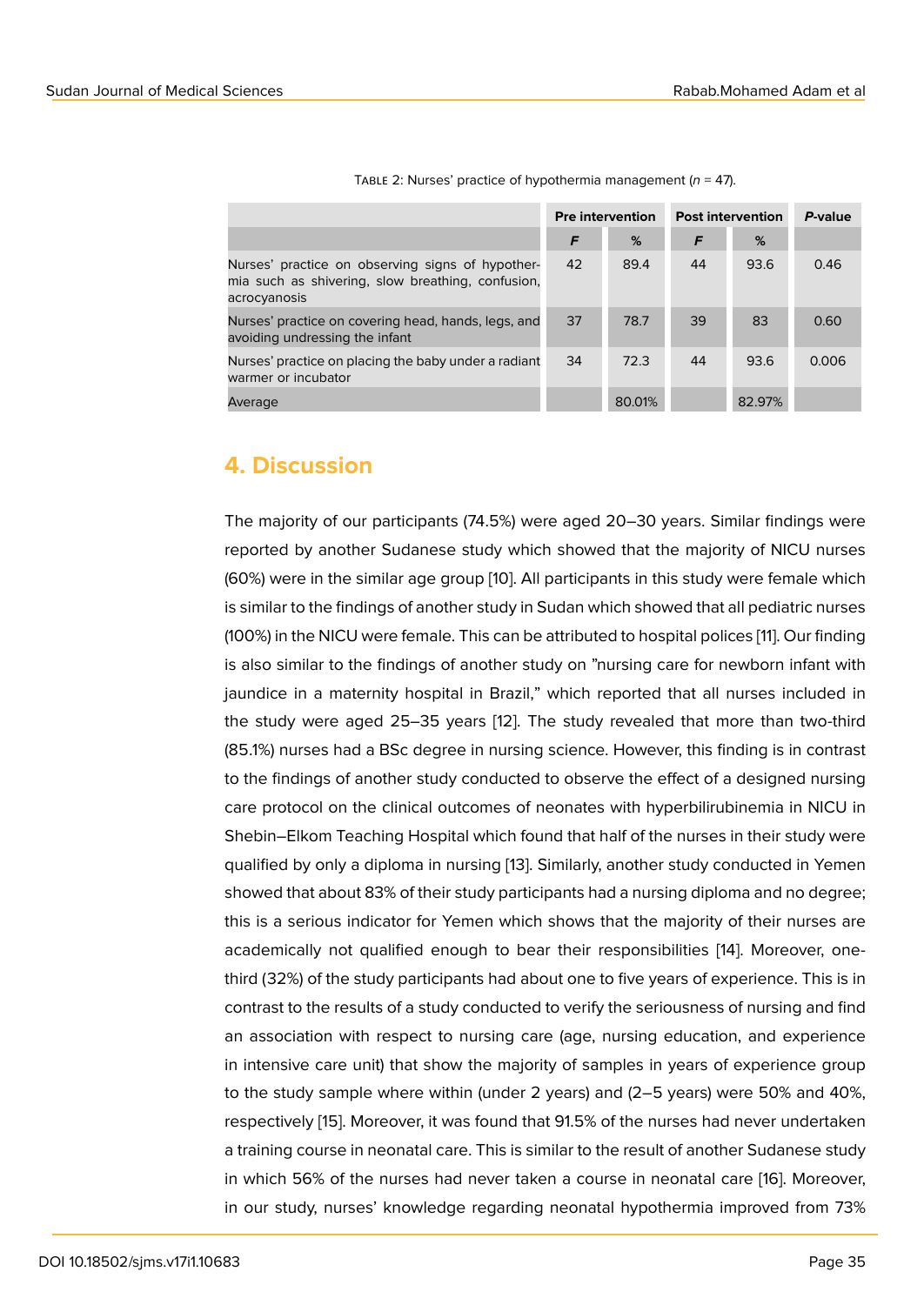Table 2: Nurses' practice of hypothermia management ($n$ = 47).

| | Pre intervention | | Post intervention | | *P*-value |
|---|---|---|---|---|---|
| | *F* | % | *F* | % | |
| Nurses' practice on observing signs of hypothermia such as shivering, slow breathing, confusion, acrocyanosis | 42 | 89.4 | 44 | 93.6 | 0.46 |
| Nurses' practice on covering head, hands, legs, and avoiding undressing the infant | 37 | 78.7 | 39 | 83 | 0.60 |
| Nurses' practice on placing the baby under a radiant warmer or incubator | 34 | 72.3 | 44 | 93.6 | 0.006 |
| Average | | 80.01% | | 82.97% | |

## 4. Discussion

The majority of our participants (74.5%) were aged 20–30 years. Similar findings were reported by another Sudanese study which showed that the majority of NICU nurses (60%) were in the similar age group [10]. All participants in this study were female which is similar to the findings of another study in Sudan which showed that all pediatric nurses (100%) in the NICU were female. This can be attributed to hospital polices [11]. Our finding is also similar to the findings of another study on "nursing care for newborn infant with jaundice in a maternity hospital in Brazil," which reported that all nurses included in the study were aged 25–35 years [12]. The study revealed that more than two-third (85.1%) nurses had a BSc degree in nursing science. However, this finding is in contrast to the findings of another study conducted to observe the effect of a designed nursing care protocol on the clinical outcomes of neonates with hyperbilirubinemia in NICU in Shebin–Elkom Teaching Hospital which found that half of the nurses in their study were qualified by only a diploma in nursing [13]. Similarly, another study conducted in Yemen showed that about 83% of their study participants had a nursing diploma and no degree; this is a serious indicator for Yemen which shows that the majority of their nurses are academically not qualified enough to bear their responsibilities [14]. Moreover, one-third (32%) of the study participants had about one to five years of experience. This is in contrast to the results of a study conducted to verify the seriousness of nursing and find an association with respect to nursing care (age, nursing education, and experience in intensive care unit) that show the majority of samples in years of experience group to the study sample where within (under 2 years) and (2–5 years) were 50% and 40%, respectively [15]. Moreover, it was found that 91.5% of the nurses had never undertaken a training course in neonatal care. This is similar to the result of another Sudanese study in which 56% of the nurses had never taken a course in neonatal care [16]. Moreover, in our study, nurses' knowledge regarding neonatal hypothermia improved from 73%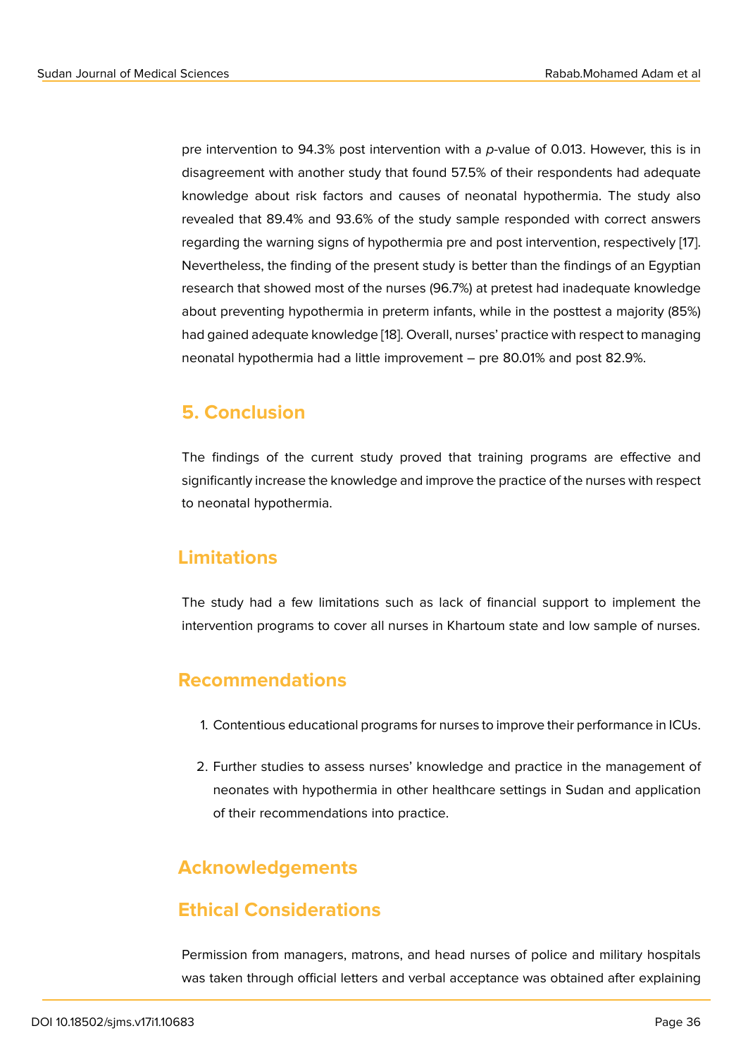pre intervention to 94.3% post intervention with a *p*-value of 0.013. However, this is in disagreement with another study that found 57.5% of their respondents had adequate knowledge about risk factors and causes of neonatal hypothermia. The study also revealed that 89.4% and 93.6% of the study sample responded with correct answers regarding the warning signs of hypothermia pre and post intervention, respectively [17]. Nevertheless, the finding of the present study is better than the findings of an Egyptian research that showed most of the nurses (96.7%) at pretest had inadequate knowledge about preventing hypothermia in preterm infants, while in the posttest a majority (85%) had gained adequate knowledge [18]. Overall, nurses' practice with respect to managing neonatal hypothermia had a little improvement – pre 80.01% and post 82.9%.

## 5. Conclusion

The findings of the current study proved that training programs are effective and significantly increase the knowledge and improve the practice of the nurses with respect to neonatal hypothermia.

## Limitations

The study had a few limitations such as lack of financial support to implement the intervention programs to cover all nurses in Khartoum state and low sample of nurses.

## Recommendations

1. Contentious educational programs for nurses to improve their performance in ICUs.
2. Further studies to assess nurses' knowledge and practice in the management of neonates with hypothermia in other healthcare settings in Sudan and application of their recommendations into practice.

## Acknowledgements

## Ethical Considerations

Permission from managers, matrons, and head nurses of police and military hospitals was taken through official letters and verbal acceptance was obtained after explaining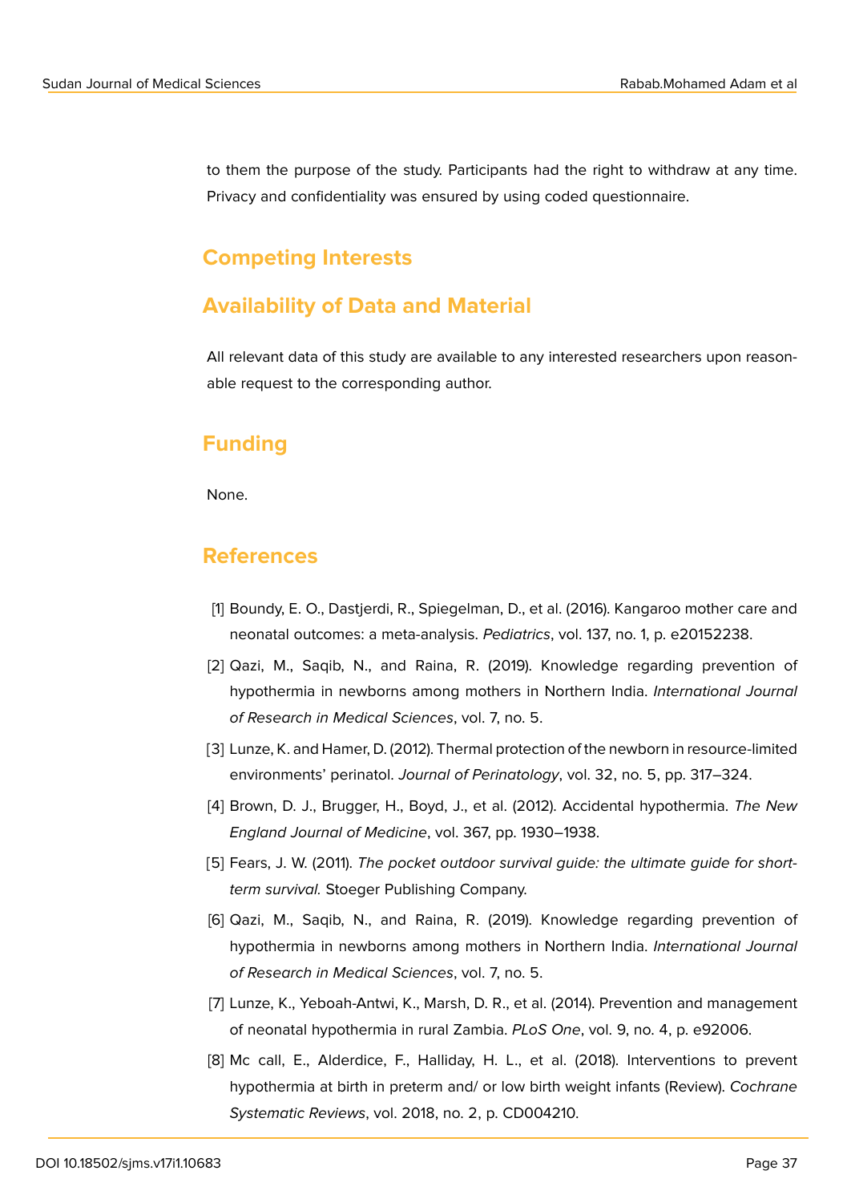to them the purpose of the study. Participants had the right to withdraw at any time. Privacy and confidentiality was ensured by using coded questionnaire.

## Competing Interests

## Availability of Data and Material

All relevant data of this study are available to any interested researchers upon reasonable request to the corresponding author.

## Funding

None.

## References

[1] Boundy, E. O., Dastjerdi, R., Spiegelman, D., et al. (2016). Kangaroo mother care and neonatal outcomes: a meta-analysis. *Pediatrics*, vol. 137, no. 1, p. e20152238.

[2] Qazi, M., Saqib, N., and Raina, R. (2019). Knowledge regarding prevention of hypothermia in newborns among mothers in Northern India. *International Journal of Research in Medical Sciences*, vol. 7, no. 5.

[3] Lunze, K. and Hamer, D. (2012). Thermal protection of the newborn in resource-limited environments' perinatol. *Journal of Perinatology*, vol. 32, no. 5, pp. 317–324.

[4] Brown, D. J., Brugger, H., Boyd, J., et al. (2012). Accidental hypothermia. *The New England Journal of Medicine*, vol. 367, pp. 1930–1938.

[5] Fears, J. W. (2011). *The pocket outdoor survival guide: the ultimate guide for short-term survival.* Stoeger Publishing Company.

[6] Qazi, M., Saqib, N., and Raina, R. (2019). Knowledge regarding prevention of hypothermia in newborns among mothers in Northern India. *International Journal of Research in Medical Sciences*, vol. 7, no. 5.

[7] Lunze, K., Yeboah-Antwi, K., Marsh, D. R., et al. (2014). Prevention and management of neonatal hypothermia in rural Zambia. *PLoS One*, vol. 9, no. 4, p. e92006.

[8] Mc call, E., Alderdice, F., Halliday, H. L., et al. (2018). Interventions to prevent hypothermia at birth in preterm and/ or low birth weight infants (Review). *Cochrane Systematic Reviews*, vol. 2018, no. 2, p. CD004210.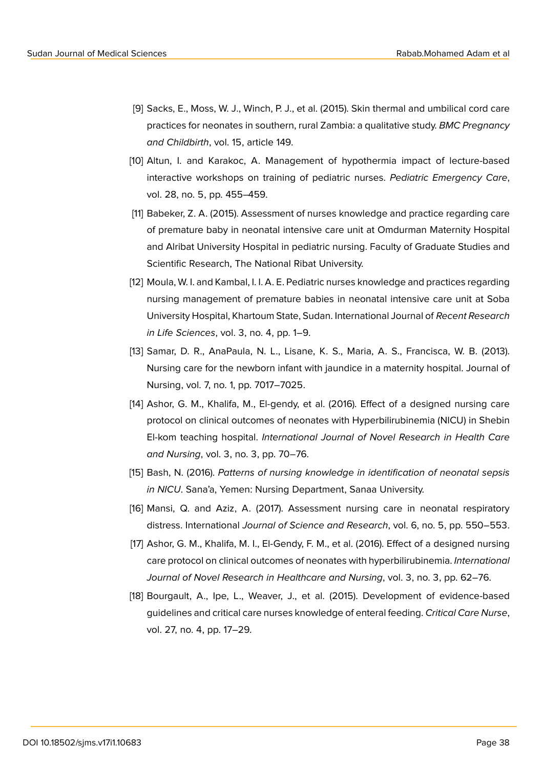[9] Sacks, E., Moss, W. J., Winch, P. J., et al. (2015). Skin thermal and umbilical cord care practices for neonates in southern, rural Zambia: a qualitative study. *BMC Pregnancy and Childbirth*, vol. 15, article 149.

[10] Altun, I. and Karakoc, A. Management of hypothermia impact of lecture-based interactive workshops on training of pediatric nurses. *Pediatric Emergency Care*, vol. 28, no. 5, pp. 455–459.

[11] Babeker, Z. A. (2015). Assessment of nurses knowledge and practice regarding care of premature baby in neonatal intensive care unit at Omdurman Maternity Hospital and Alribat University Hospital in pediatric nursing. Faculty of Graduate Studies and Scientific Research, The National Ribat University.

[12] Moula, W. I. and Kambal, I. I. A. E. Pediatric nurses knowledge and practices regarding nursing management of premature babies in neonatal intensive care unit at Soba University Hospital, Khartoum State, Sudan. International Journal of *Recent Research in Life Sciences*, vol. 3, no. 4, pp. 1–9.

[13] Samar, D. R., AnaPaula, N. L., Lisane, K. S., Maria, A. S., Francisca, W. B. (2013). Nursing care for the newborn infant with jaundice in a maternity hospital. Journal of Nursing, vol. 7, no. 1, pp. 7017–7025.

[14] Ashor, G. M., Khalifa, M., El-gendy, et al. (2016). Effect of a designed nursing care protocol on clinical outcomes of neonates with Hyperbilirubinemia (NICU) in Shebin El-kom teaching hospital. *International Journal of Novel Research in Health Care and Nursing*, vol. 3, no. 3, pp. 70–76.

[15] Bash, N. (2016). *Patterns of nursing knowledge in identification of neonatal sepsis in NICU*. Sana'a, Yemen: Nursing Department, Sanaa University.

[16] Mansi, Q. and Aziz, A. (2017). Assessment nursing care in neonatal respiratory distress. International *Journal of Science and Research*, vol. 6, no. 5, pp. 550–553.

[17] Ashor, G. M., Khalifa, M. I., El-Gendy, F. M., et al. (2016). Effect of a designed nursing care protocol on clinical outcomes of neonates with hyperbilirubinemia. *International Journal of Novel Research in Healthcare and Nursing*, vol. 3, no. 3, pp. 62–76.

[18] Bourgault, A., Ipe, L., Weaver, J., et al. (2015). Development of evidence-based guidelines and critical care nurses knowledge of enteral feeding. *Critical Care Nurse*, vol. 27, no. 4, pp. 17–29.